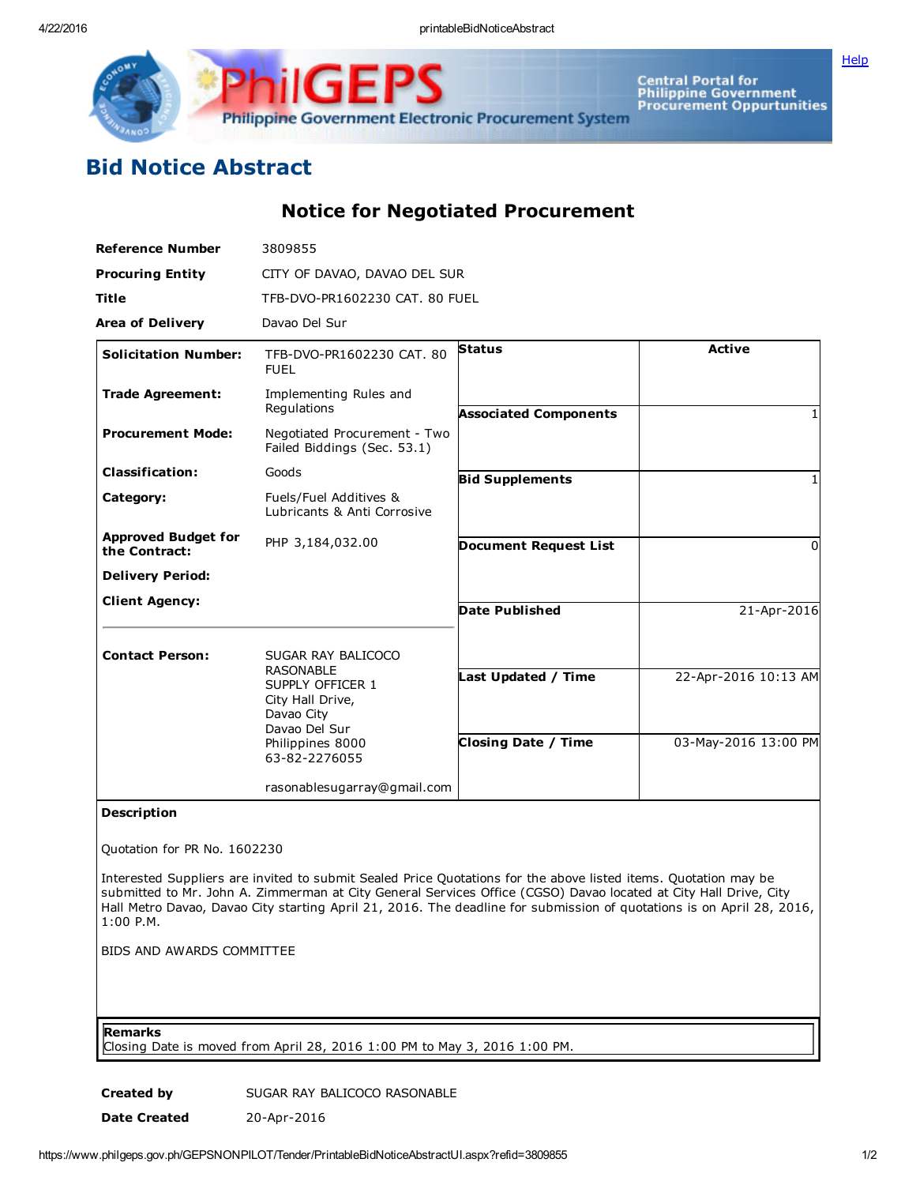# Bid Notice Abstract

## Notice for Negotiated Procurement

| | |
|---|---|
| **Reference Number** | 3809855 |
| **Procuring Entity** | CITY OF DAVAO, DAVAO DEL SUR |
| **Title** | TFB-DVO-PR1602230 CAT. 80 FUEL |
| **Area of Delivery** | Davao Del Sur |

| | | | |
|---|---|---|---|
| **Solicitation Number:** | TFB-DVO-PR1602230 CAT. 80 FUEL | **Status** | Active |
| **Trade Agreement:** | Implementing Rules and Regulations | **Associated Components** | 1 |
| **Procurement Mode:** | Negotiated Procurement - Two Failed Biddings (Sec. 53.1) | **Bid Supplements** | 1 |
| **Classification:** | Goods | **Document Request List** | 0 |
| **Category:** | Fuels/Fuel Additives & Lubricants & Anti Corrosive | **Date Published** | 21-Apr-2016 |
| **Approved Budget for the Contract:** | PHP 3,184,032.00 | **Last Updated / Time** | 22-Apr-2016 10:13 AM |
| **Delivery Period:** | | **Closing Date / Time** | 03-May-2016 13:00 PM |
| **Client Agency:** | | | |
| **Contact Person:** | SUGAR RAY BALICOCO RASONABLE<br>SUPPLY OFFICER 1<br>City Hall Drive,<br>Davao City<br>Davao Del Sur<br>Philippines 8000<br>63-82-2276055<br><br>rasonablesugarray@gmail.com | | |

**Description**

Quotation for PR No. 1602230

Interested Suppliers are invited to submit Sealed Price Quotations for the above listed items. Quotation may be submitted to Mr. John A. Zimmerman at City General Services Office (CGSO) Davao located at City Hall Drive, City Hall Metro Davao, Davao City starting April 21, 2016. The deadline for submission of quotations is on April 28, 2016, 1:00 P.M.

BIDS AND AWARDS COMMITTEE

**Remarks**

Closing Date is moved from April 28, 2016 1:00 PM to May 3, 2016 1:00 PM.

| | |
|---|---|
| **Created by** | SUGAR RAY BALICOCO RASONABLE |
| **Date Created** | 20-Apr-2016 |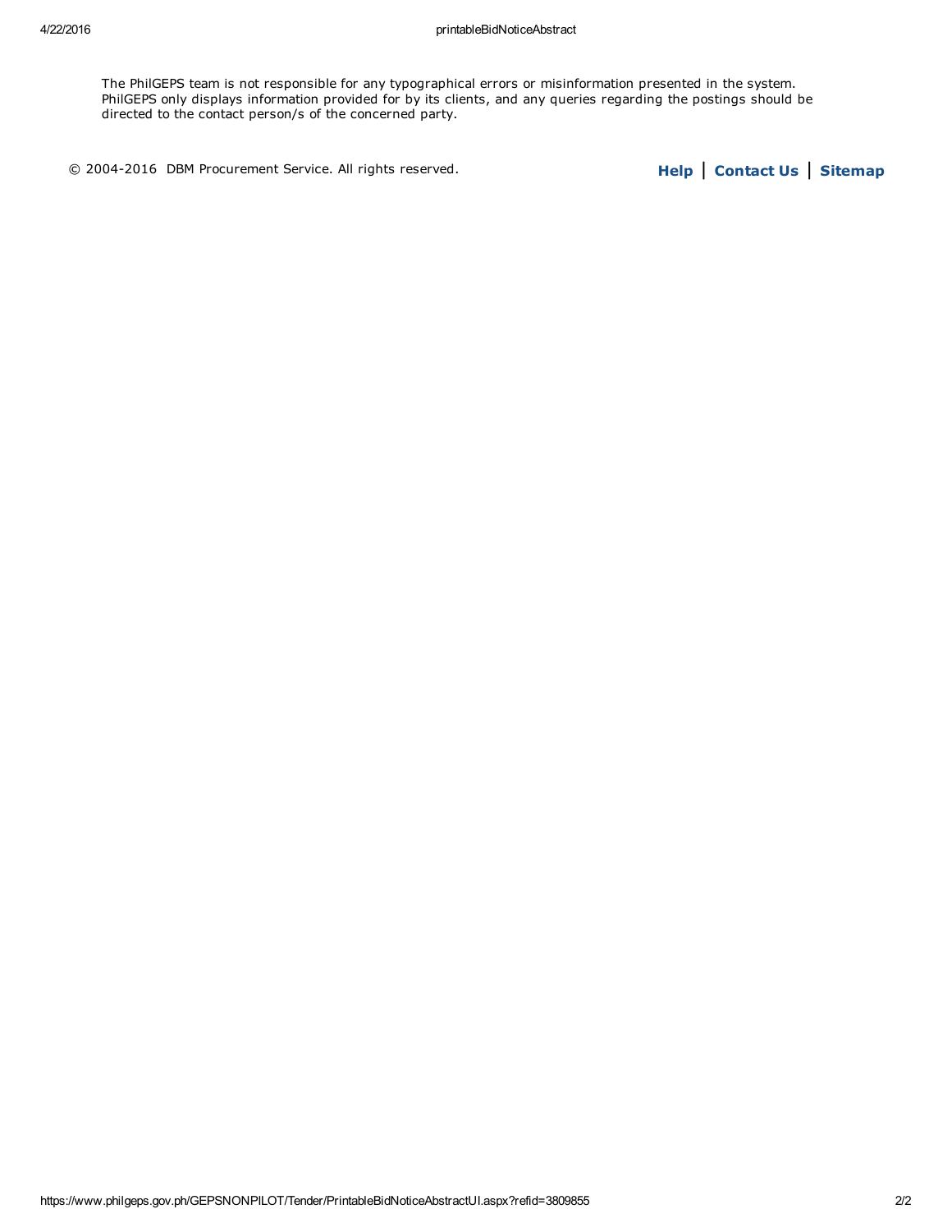The PhilGEPS team is not responsible for any typographical errors or misinformation presented in the system. PhilGEPS only displays information provided for by its clients, and any queries regarding the postings should be directed to the contact person/s of the concerned party.

© 2004-2016 DBM Procurement Service. All rights reserved.

**Help** | **Contact Us** | **Sitemap**